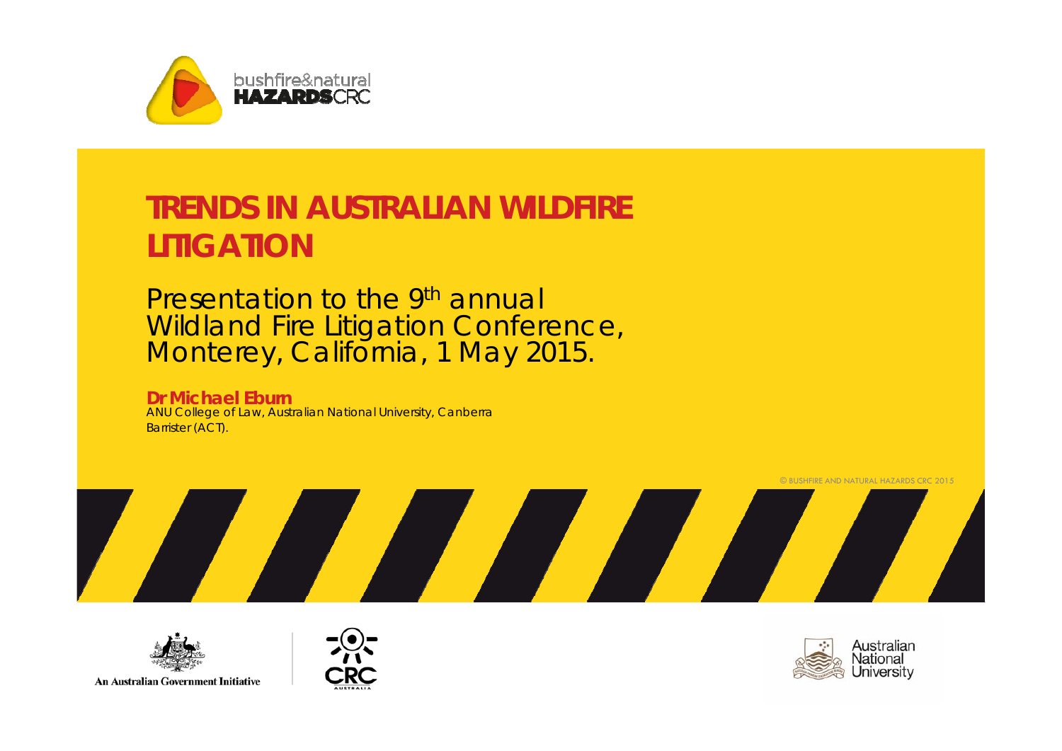bushfire&natural
HAZARDSCRC

# TRENDS IN AUSTRALIAN WILDFIRE LITIGATION

Presentation to the 9th annual Wildland Fire Litigation Conference, Monterey, California, 1 May 2015.

**Dr Michael Eburn**
ANU College of Law, Australian National University, Canberra
Barrister (ACT).

© BUSHFIRE AND NATURAL HAZARDS CRC 2015

An Australian Government Initiative

CRC AUSTRALIA

Australian National University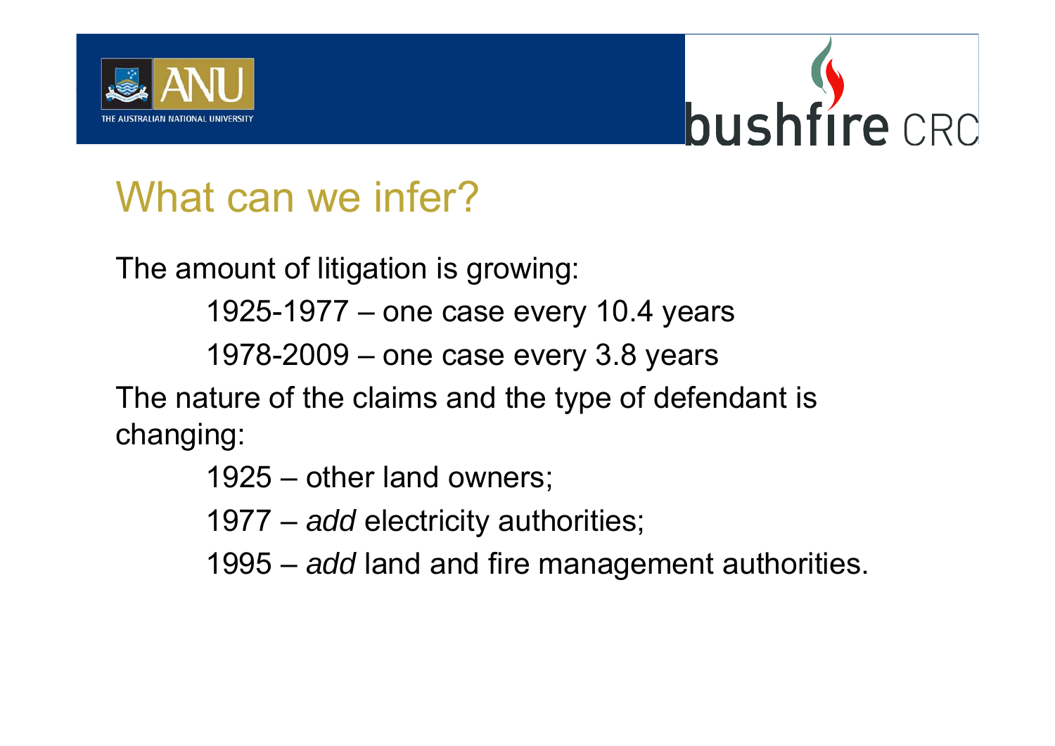# What can we infer?

The amount of litigation is growing:

- 1925-1977 – one case every 10.4 years
- 1978-2009 – one case every 3.8 years

The nature of the claims and the type of defendant is changing:

- 1925 – other land owners;
- 1977 – *add* electricity authorities;
- 1995 – *add* land and fire management authorities.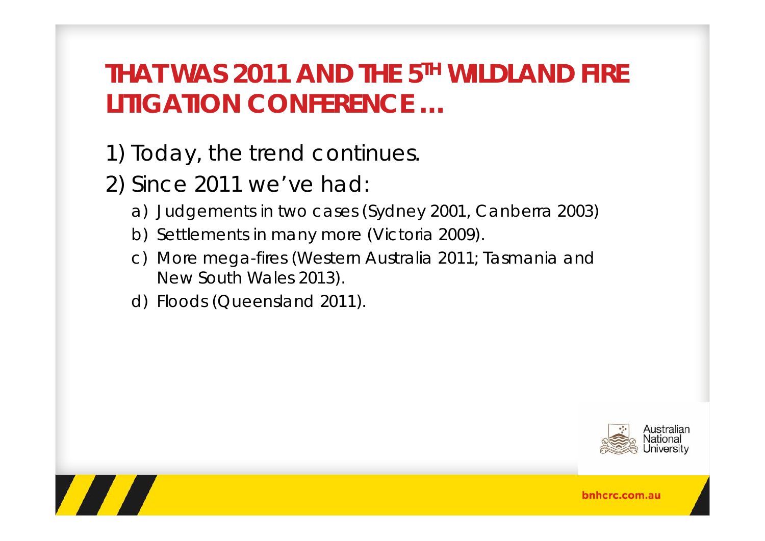# THAT WAS 2011 AND THE 5TH WILDLAND FIRE LITIGATION CONFERENCE …

1) Today, the trend continues.
2) Since 2011 we've had:
   a) Judgements in two cases (Sydney 2001, Canberra 2003)
   b) Settlements in many more (Victoria 2009).
   c) More mega-fires (Western Australia 2011; Tasmania and New South Wales 2013).
   d) Floods (Queensland 2011).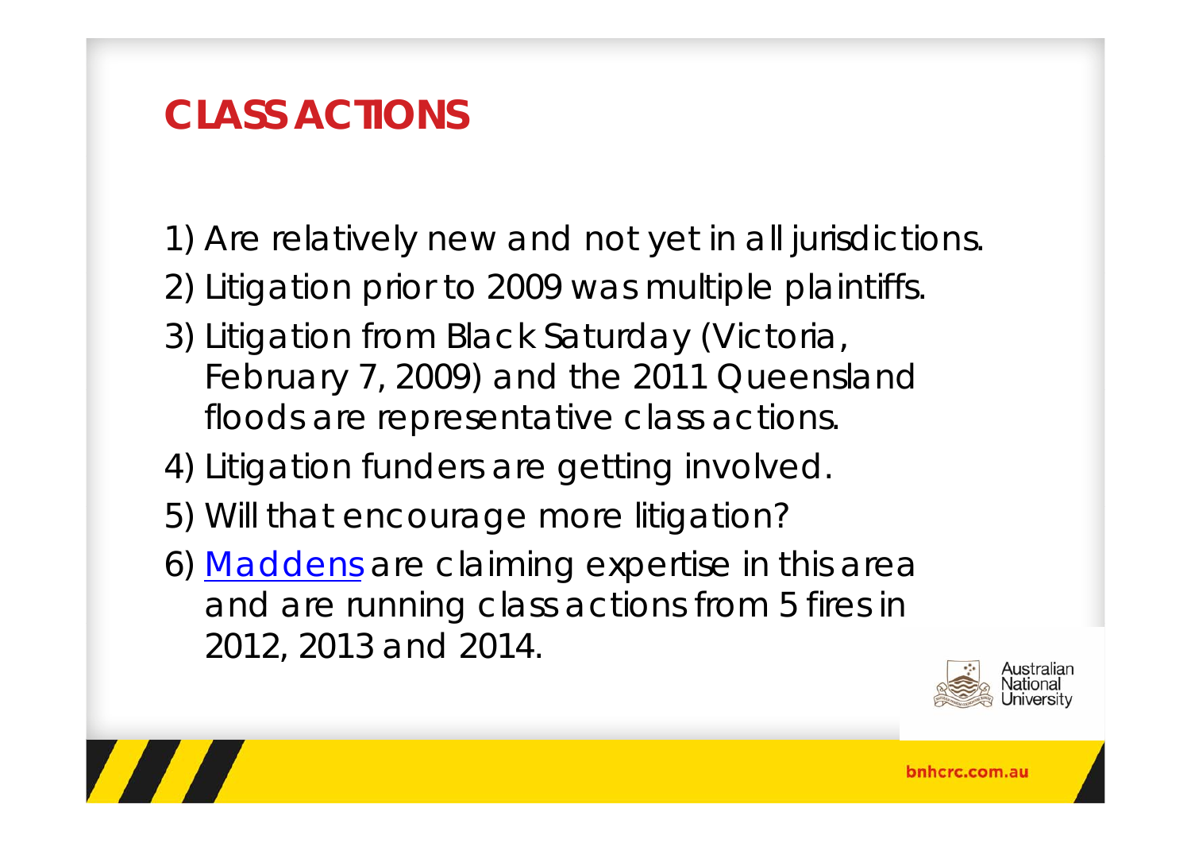# CLASS ACTIONS

1) Are relatively new and not yet in all jurisdictions.
2) Litigation prior to 2009 was multiple plaintiffs.
3) Litigation from Black Saturday (Victoria, February 7, 2009) and the 2011 Queensland floods are representative class actions.
4) Litigation funders are getting involved.
5) Will that encourage more litigation?
6) Maddens are claiming expertise in this area and are running class actions from 5 fires in 2012, 2013 and 2014.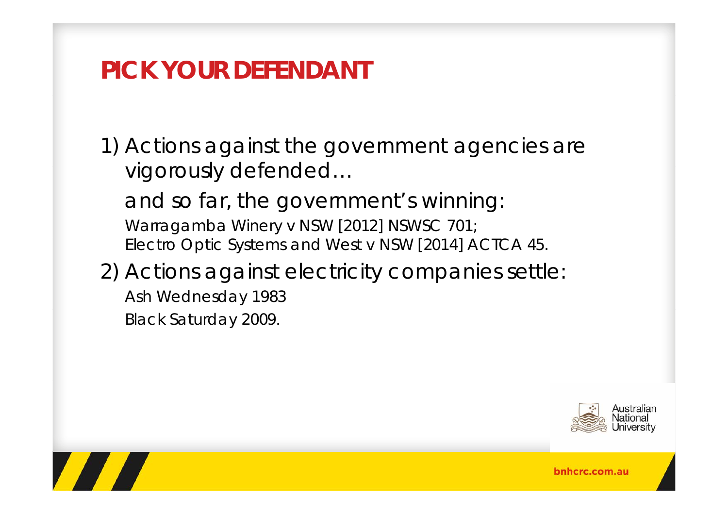# PICK YOUR DEFENDANT

1) Actions against the government agencies are vigorously defended…

   and so far, the government's winning:

   Warragamba Winery v NSW [2012] NSWSC 701;
   Electro Optic Systems and West v NSW [2014] ACTCA 45.

2) Actions against electricity companies settle:

   Ash Wednesday 1983

   Black Saturday 2009.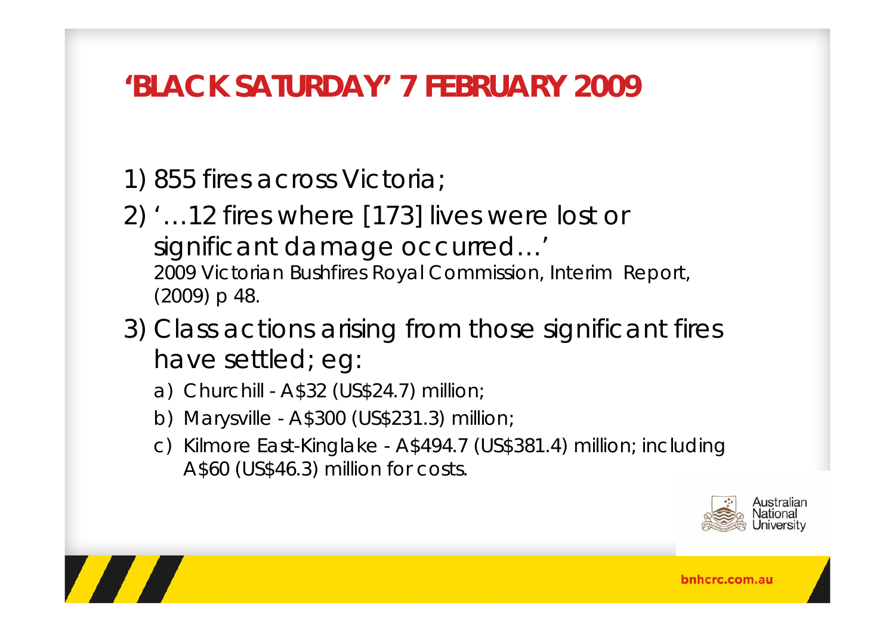# 'BLACK SATURDAY' 7 FEBRUARY 2009

1) 855 fires across Victoria;
2) '…12 fires where [173] lives were lost or significant damage occurred…'
   2009 Victorian Bushfires Royal Commission, Interim Report, (2009) p 48.
3) Class actions arising from those significant fires have settled; eg:
   a) Churchill - A$32 (US$24.7) million;
   b) Marysville - A$300 (US$231.3) million;
   c) Kilmore East-Kinglake - A$494.7 (US$381.4) million; including A$60 (US$46.3) million for costs.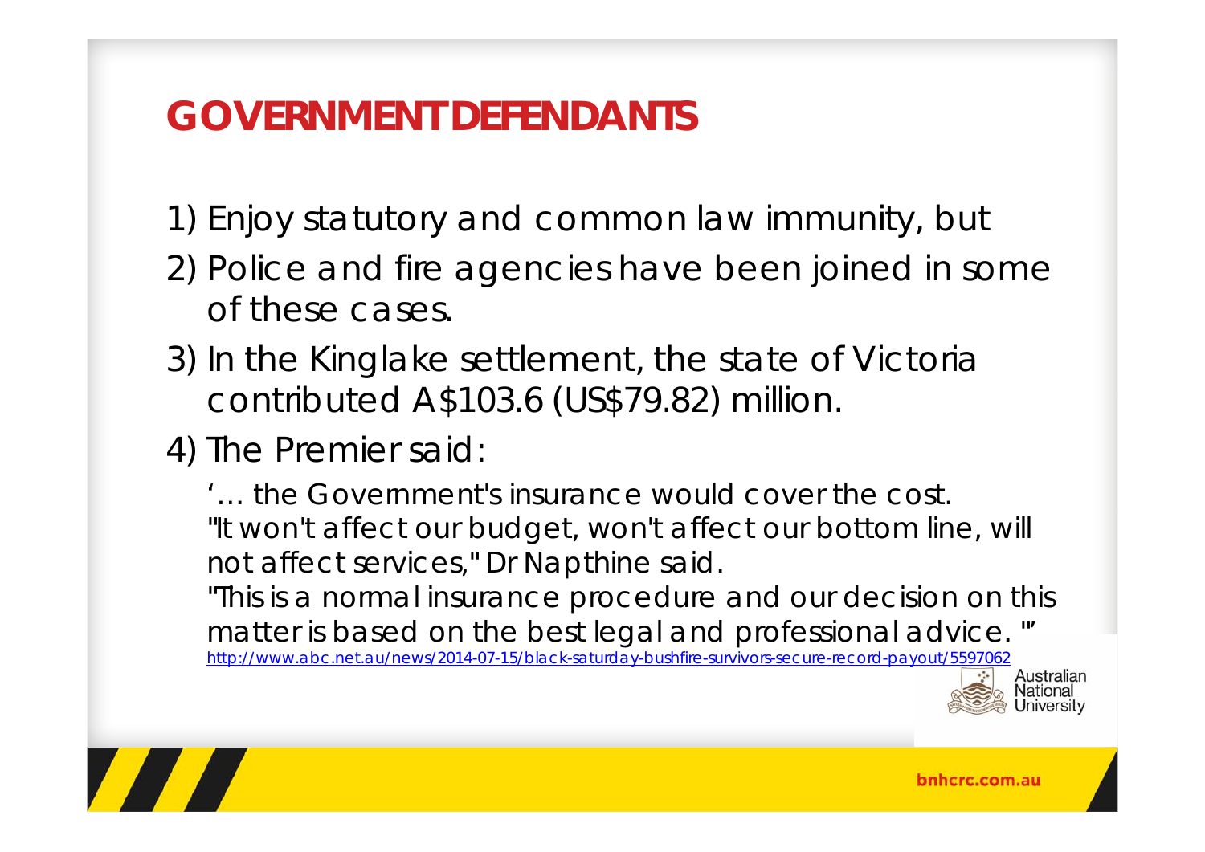# GOVERNMENT DEFENDANTS

1) Enjoy statutory and common law immunity, but
2) Police and fire agencies have been joined in some of these cases.
3) In the Kinglake settlement, the state of Victoria contributed A$103.6 (US$79.82) million.
4) The Premier said:

   '… the Government's insurance would cover the cost.
   "It won't affect our budget, won't affect our bottom line, will not affect services," Dr Napthine said.
   "This is a normal insurance procedure and our decision on this matter is based on the best legal and professional advice. "'
   http://www.abc.net.au/news/2014-07-15/black-saturday-bushfire-survivors-secure-record-payout/5597062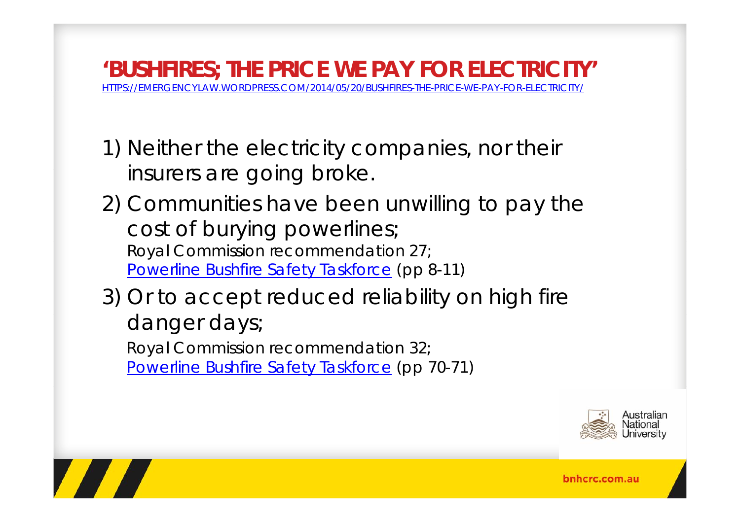## 'BUSHFIRES; THE PRICE WE PAY FOR ELECTRICITY'

HTTPS://EMERGENCYLAW.WORDPRESS.COM/2014/05/20/BUSHFIRES-THE-PRICE-WE-PAY-FOR-ELECTRICITY/

1) Neither the electricity companies, nor their insurers are going broke.
2) Communities have been unwilling to pay the cost of burying powerlines;
   Royal Commission recommendation 27;
   Powerline Bushfire Safety Taskforce (pp 8-11)
3) Or to accept reduced reliability on high fire danger days;
   Royal Commission recommendation 32;
   Powerline Bushfire Safety Taskforce (pp 70-71)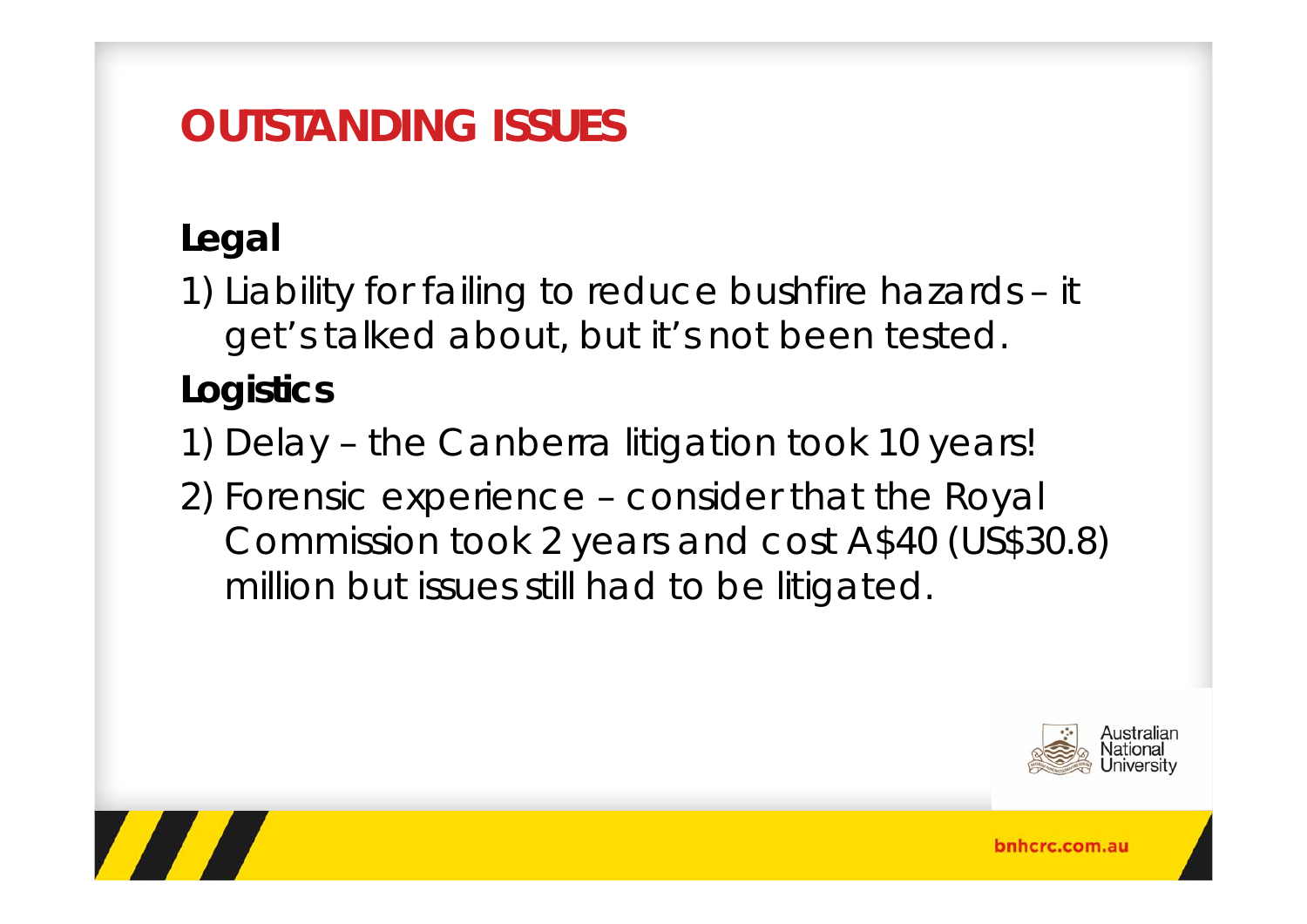# OUTSTANDING ISSUES

## Legal

1) Liability for failing to reduce bushfire hazards – it get's talked about, but it's not been tested.

## Logistics

1) Delay – the Canberra litigation took 10 years!
2) Forensic experience – consider that the Royal Commission took 2 years and cost A$40 (US$30.8) million but issues still had to be litigated.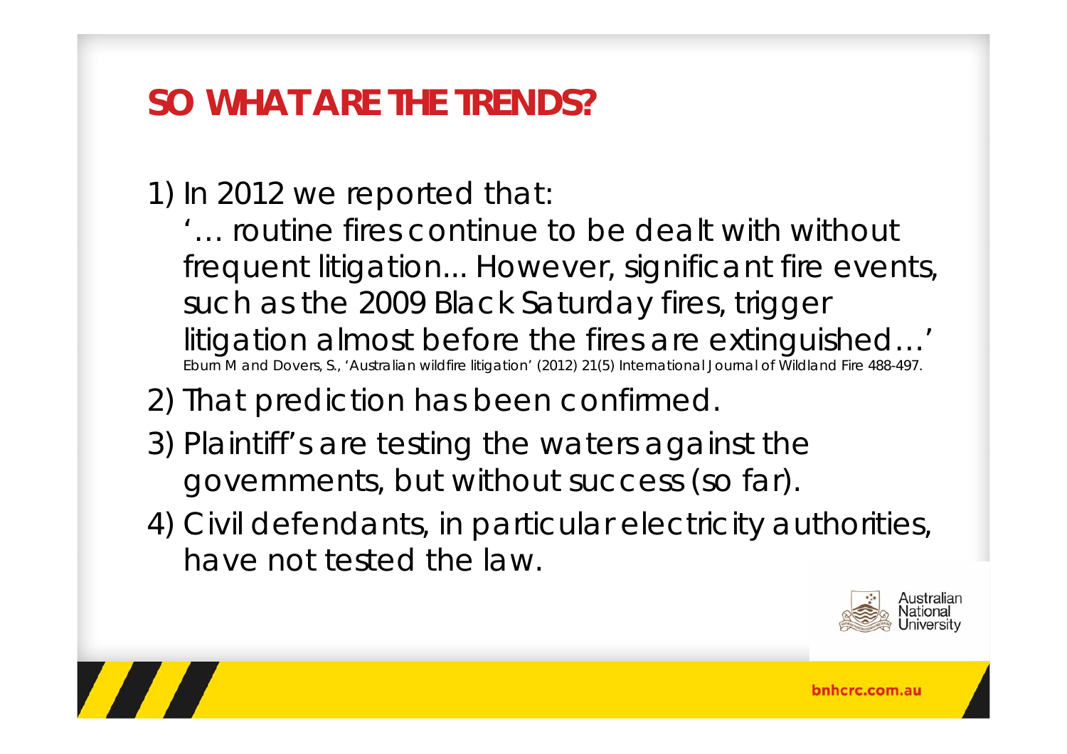# SO WHAT ARE THE TRENDS?

1) In 2012 we reported that:

   '… routine fires continue to be dealt with without frequent litigation... However, significant fire events, such as the 2009 Black Saturday fires, trigger litigation almost before the fires are extinguished…'

   Eburn M and Dovers, S., 'Australian wildfire litigation' (2012) 21(5) International Journal of Wildland Fire 488-497.

2) That prediction has been confirmed.

3) Plaintiff's are testing the waters against the governments, but without success (so far).

4) Civil defendants, in particular electricity authorities, have not tested the law.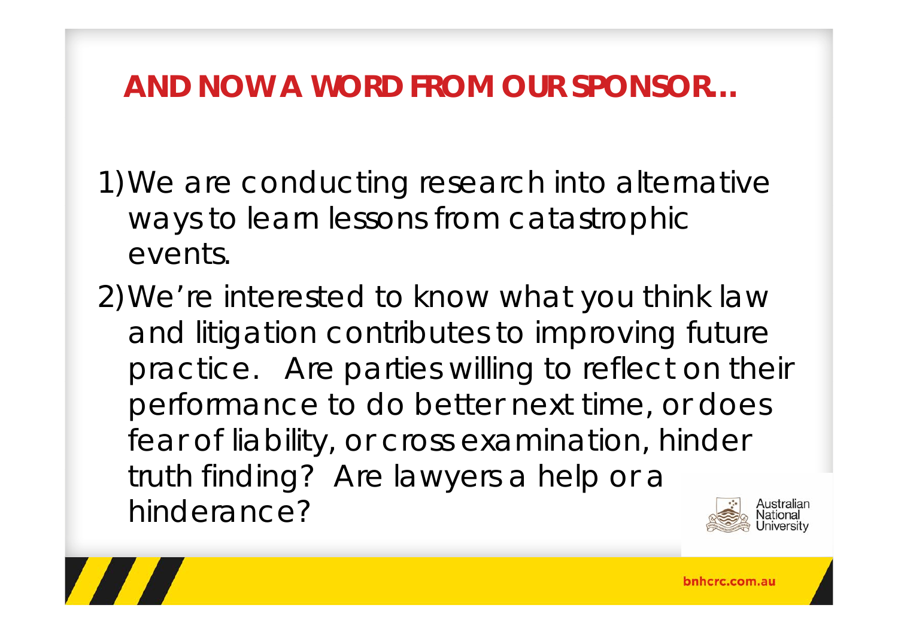# AND NOW A WORD FROM OUR SPONSOR…

1) We are conducting research into alternative ways to learn lessons from catastrophic events.
2) We're interested to know what you think law and litigation contributes to improving future practice. Are parties willing to reflect on their performance to do better next time, or does fear of liability, or cross examination, hinder truth finding? Are lawyers a help or a hinderance?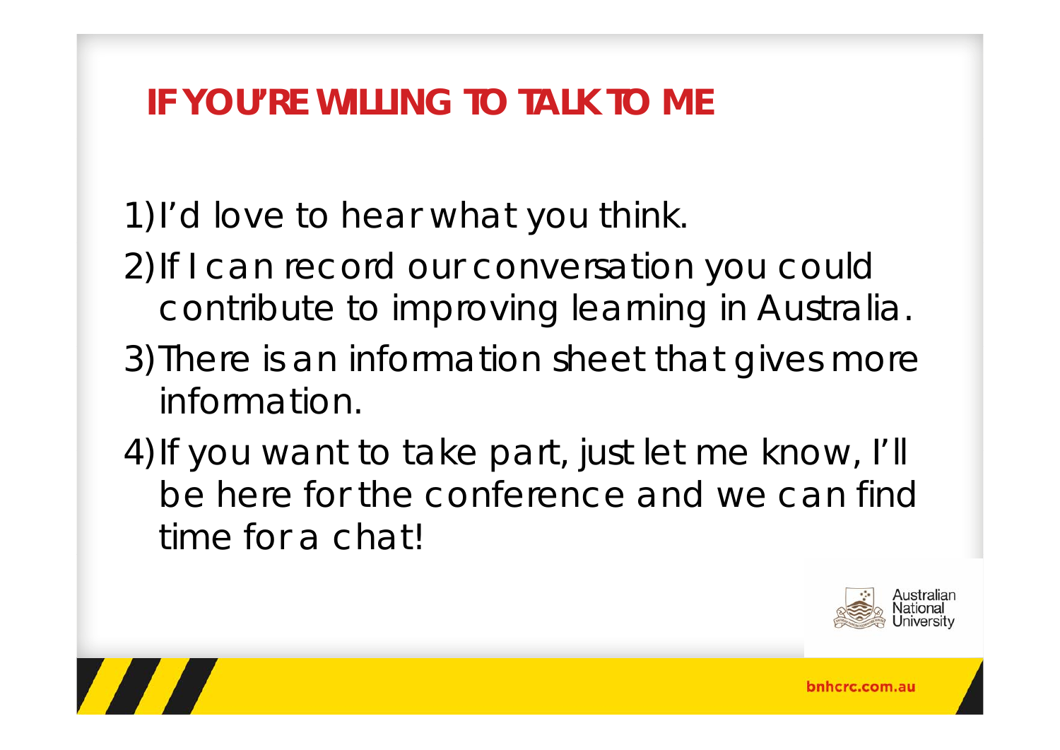# IF YOU'RE WILLING TO TALK TO ME

1) I'd love to hear what you think.
2) If I can record our conversation you could contribute to improving learning in Australia.
3) There is an information sheet that gives more information.
4) If you want to take part, just let me know, I'll be here for the conference and we can find time for a chat!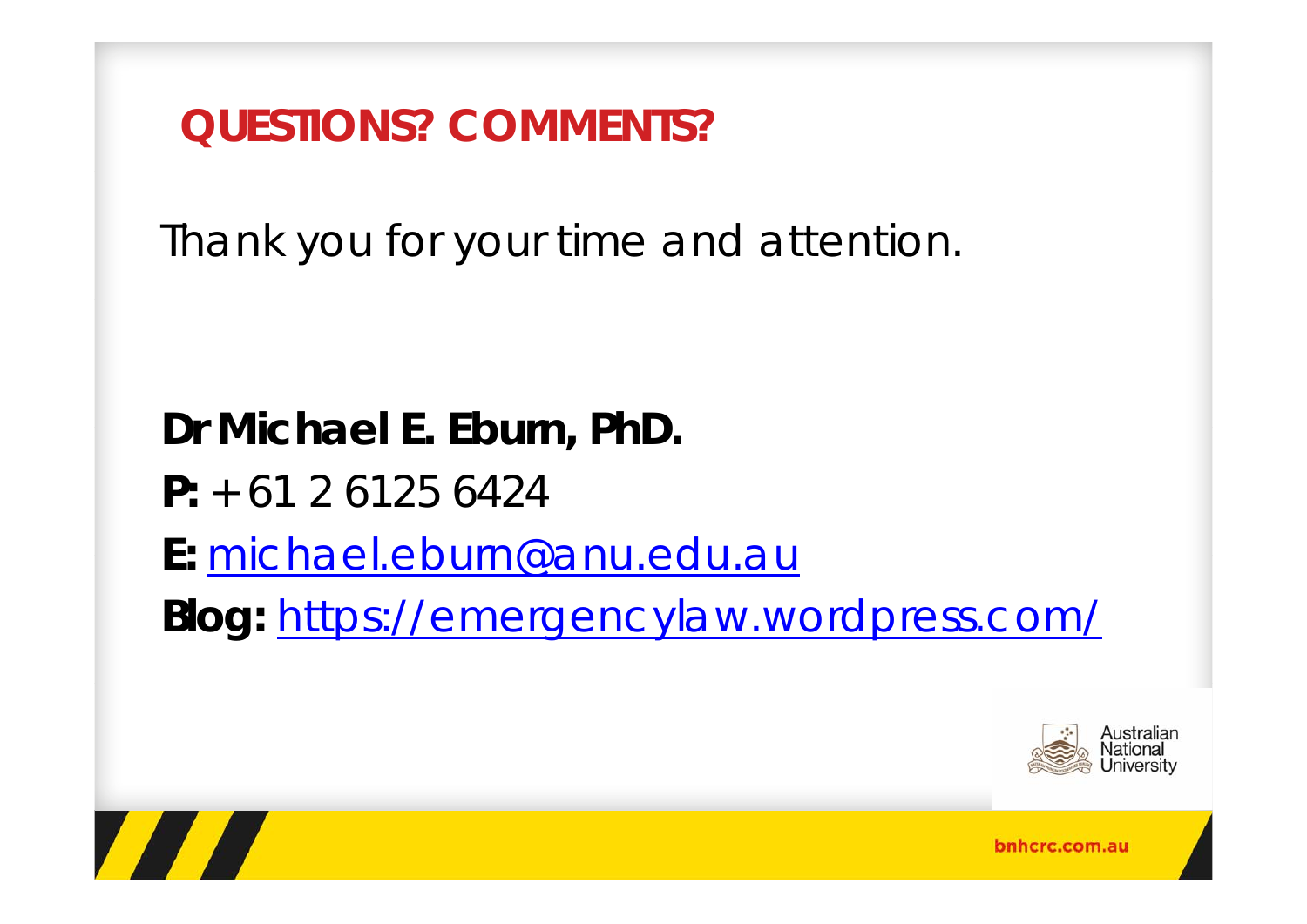## QUESTIONS? COMMENTS?

Thank you for your time and attention.

**Dr Michael E. Eburn, PhD.**

**P:** +61 2 6125 6424

**E:** michael.eburn@anu.edu.au

**Blog:** https://emergencylaw.wordpress.com/

Australian National University

bnhcrc.com.au